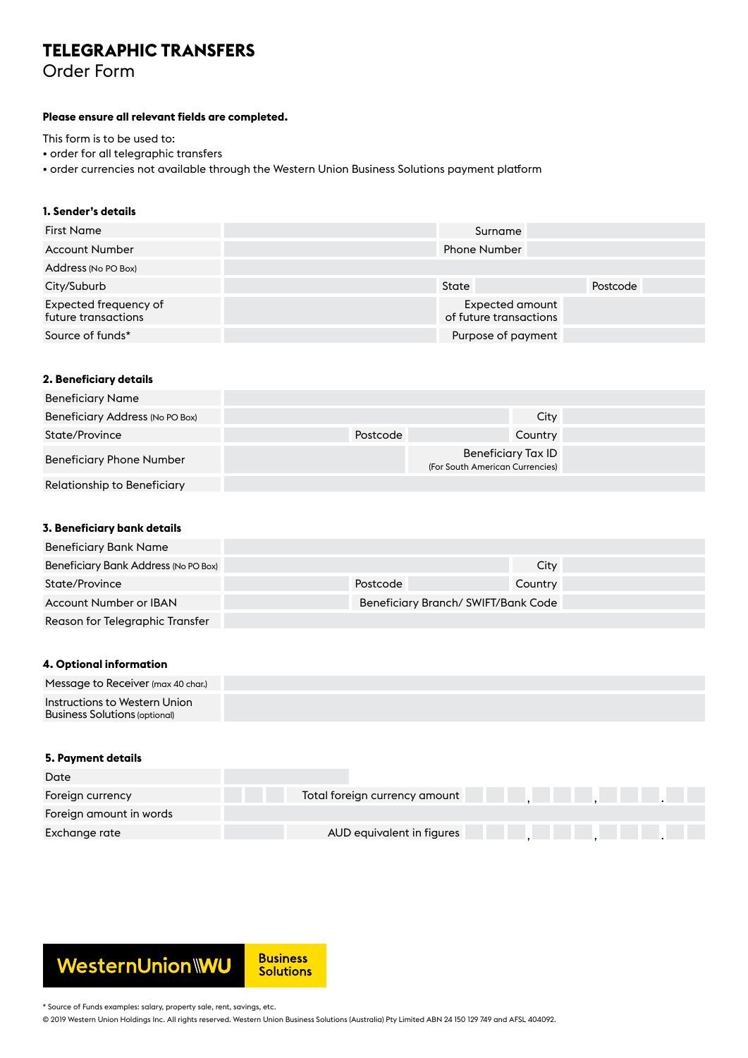# TELEGRAPHIC TRANSFERS

## Order Form

**Please ensure all relevant fields are completed.**

This form is to be used to:

- order for all telegraphic transfers
- order currencies not available through the Western Union Business Solutions payment platform

### 1. Sender's details

| | | | | | |
|---|---|---|---|---|---|
| First Name | | Surname | | | |
| Account Number | | Phone Number | | | |
| Address (No PO Box) | | | | | |
| City/Suburb | | State | | Postcode | |
| Expected frequency of future transactions | | Expected amount of future transactions | | | |
| Source of funds* | | Purpose of payment | | | |

### 2. Beneficiary details

| | | | | | |
|---|---|---|---|---|---|
| Beneficiary Name | | | | | |
| Beneficiary Address (No PO Box) | | | | City | |
| State/Province | | Postcode | | Country | |
| Beneficiary Phone Number | | | | Beneficiary Tax ID (For South American Currencies) | |
| Relationship to Beneficiary | | | | | |

### 3. Beneficiary bank details

| | | | | | |
|---|---|---|---|---|---|
| Beneficiary Bank Name | | | | | |
| Beneficiary Bank Address (No PO Box) | | | | City | |
| State/Province | | Postcode | | Country | |
| Account Number or IBAN | | | | Beneficiary Branch/ SWIFT/Bank Code | |
| Reason for Telegraphic Transfer | | | | | |

### 4. Optional information

| | |
|---|---|
| Message to Receiver (max 40 char.) | |
| Instructions to Western Union Business Solutions (optional) | |

### 5. Payment details

| | | | |
|---|---|---|---|
| Date | | | |
| Foreign currency | | Total foreign currency amount | , , . |
| Foreign amount in words | | | |
| Exchange rate | | AUD equivalent in figures | , , . |

WesternUnion WU Business Solutions

* Source of Funds examples: salary, property sale, rent, savings, etc.

© 2019 Western Union Holdings Inc. All rights reserved. Western Union Business Solutions (Australia) Pty Limited ABN 24 150 129 749 and AFSL 404092.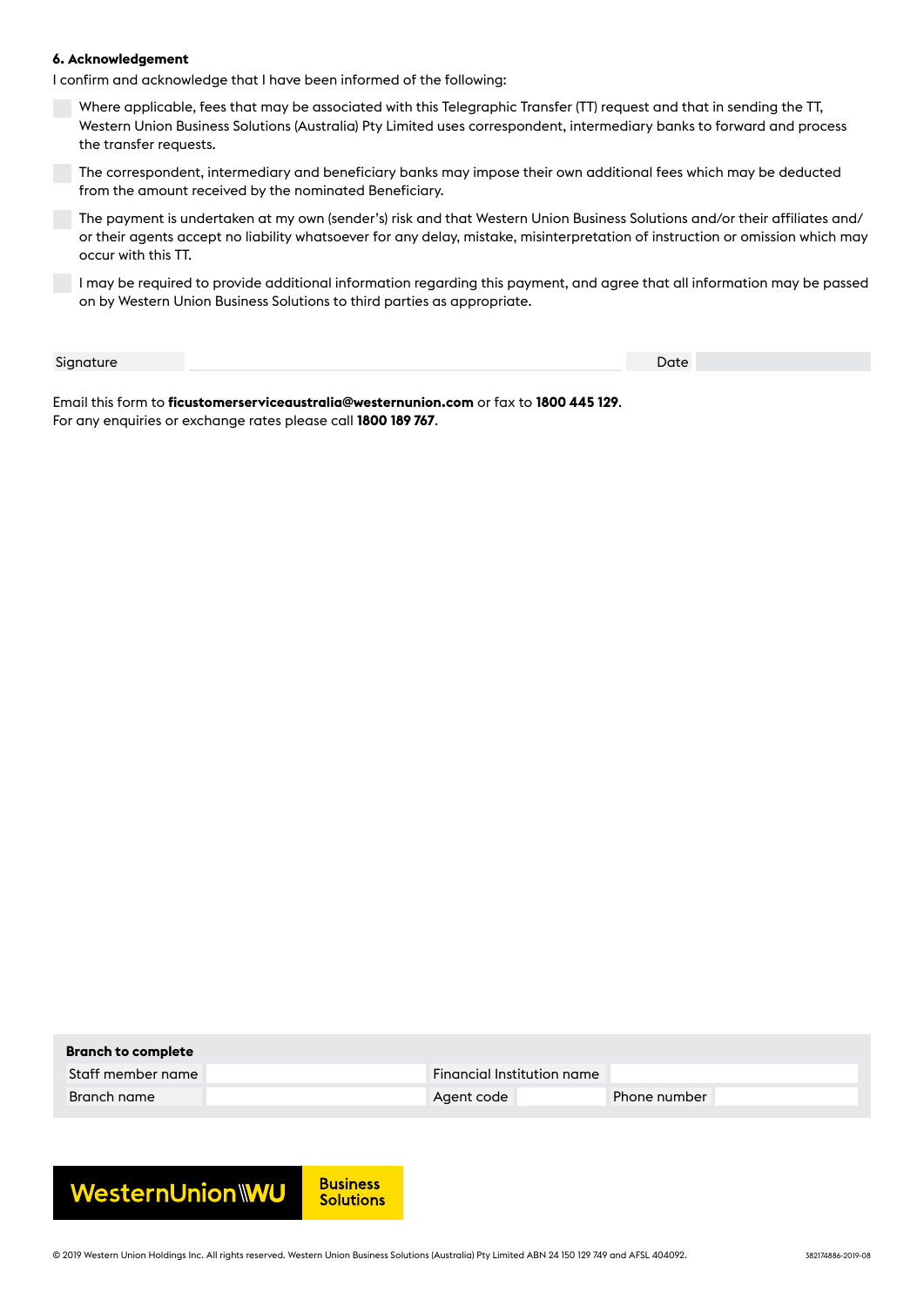**6. Acknowledgement**

I confirm and acknowledge that I have been informed of the following:

- Where applicable, fees that may be associated with this Telegraphic Transfer (TT) request and that in sending the TT, Western Union Business Solutions (Australia) Pty Limited uses correspondent, intermediary banks to forward and process the transfer requests.
- The correspondent, intermediary and beneficiary banks may impose their own additional fees which may be deducted from the amount received by the nominated Beneficiary.
- The payment is undertaken at my own (sender's) risk and that Western Union Business Solutions and/or their affiliates and/or their agents accept no liability whatsoever for any delay, mistake, misinterpretation of instruction or omission which may occur with this TT.
- I may be required to provide additional information regarding this payment, and agree that all information may be passed on by Western Union Business Solutions to third parties as appropriate.

| | | | |
|---|---|---|---|
| Signature | | Date | |

Email this form to **ficustomerserviceaustralia@westernunion.com** or fax to **1800 445 129**.
For any enquiries or exchange rates please call **1800 189 767**.

**Branch to complete**

| | | | | | |
|---|---|---|---|---|---|
| Staff member name | | Financial Institution name | | | |
| Branch name | | Agent code | | Phone number | |

WesternUnion WU Business Solutions

© 2019 Western Union Holdings Inc. All rights reserved. Western Union Business Solutions (Australia) Pty Limited ABN 24 150 129 749 and AFSL 404092.

382174886-2019-08